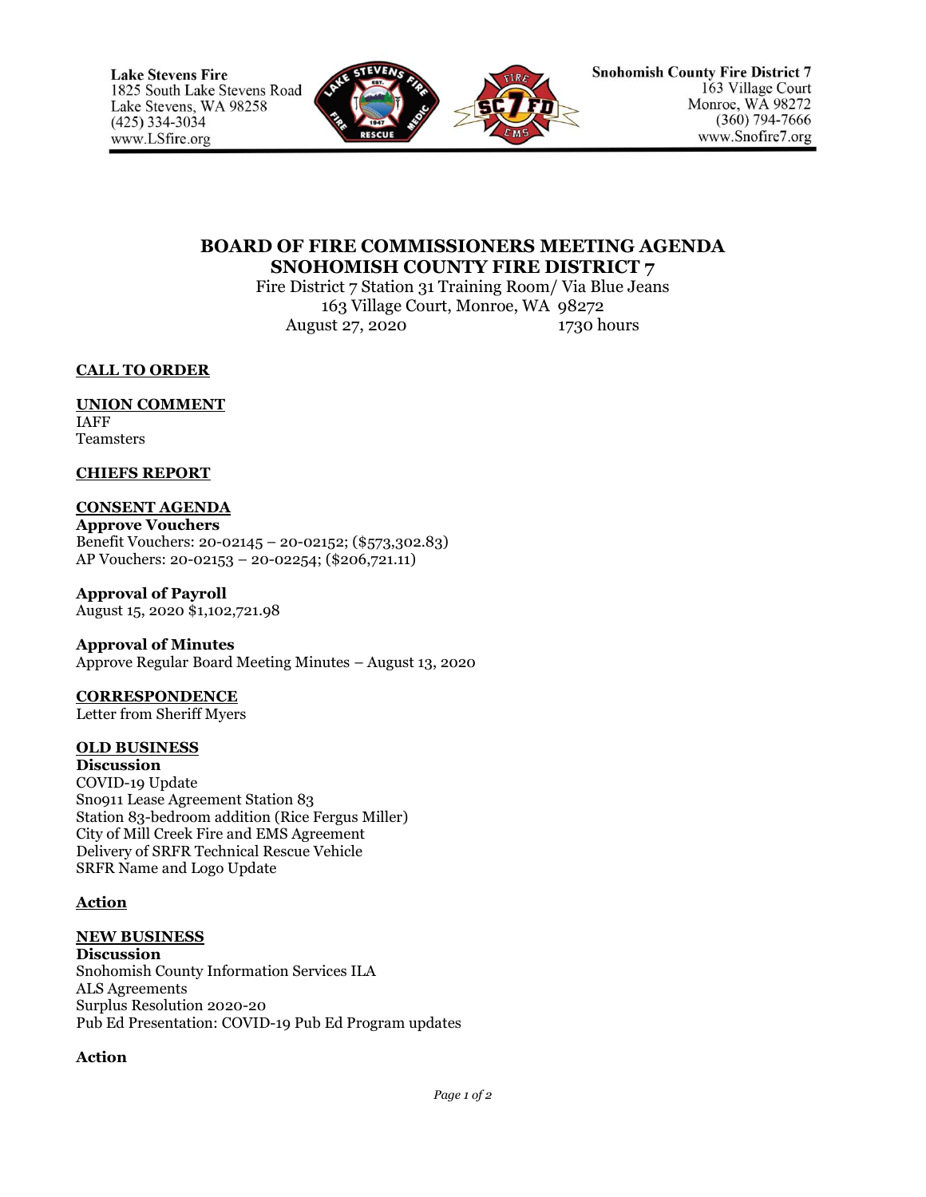**Lake Stevens Fire**
1825 South Lake Stevens Road
Lake Stevens, WA 98258
(425) 334-3034
www.LSfire.org

**Snohomish County Fire District 7**
163 Village Court
Monroe, WA 98272
(360) 794-7666
www.Snofire7.org

# BOARD OF FIRE COMMISSIONERS MEETING AGENDA
# SNOHOMISH COUNTY FIRE DISTRICT 7

Fire District 7 Station 31 Training Room/ Via Blue Jeans
163 Village Court, Monroe, WA 98272
August 27, 2020 1730 hours

**CALL TO ORDER**

**UNION COMMENT**
IAFF
Teamsters

**CHIEFS REPORT**

**CONSENT AGENDA**

**Approve Vouchers**
Benefit Vouchers: 20-02145 – 20-02152; ($573,302.83)
AP Vouchers: 20-02153 – 20-02254; ($206,721.11)

**Approval of Payroll**
August 15, 2020 $1,102,721.98

**Approval of Minutes**
Approve Regular Board Meeting Minutes – August 13, 2020

**CORRESPONDENCE**
Letter from Sheriff Myers

**OLD BUSINESS**

**Discussion**
COVID-19 Update
Sno911 Lease Agreement Station 83
Station 83-bedroom addition (Rice Fergus Miller)
City of Mill Creek Fire and EMS Agreement
Delivery of SRFR Technical Rescue Vehicle
SRFR Name and Logo Update

**Action**

**NEW BUSINESS**

**Discussion**
Snohomish County Information Services ILA
ALS Agreements
Surplus Resolution 2020-20
Pub Ed Presentation: COVID-19 Pub Ed Program updates

**Action**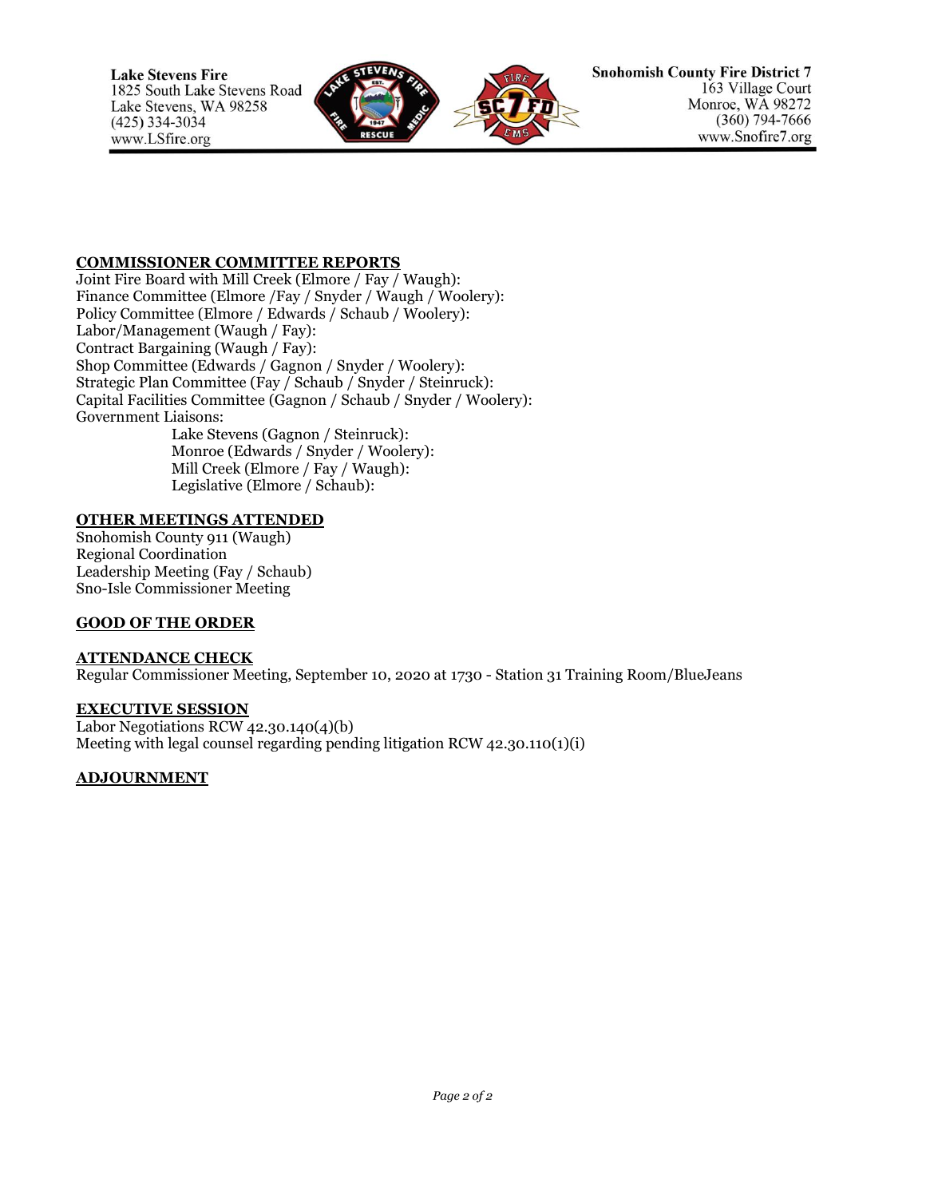**COMMISSIONER COMMITTEE REPORTS**

Joint Fire Board with Mill Creek (Elmore / Fay / Waugh):
Finance Committee (Elmore /Fay / Snyder / Waugh / Woolery):
Policy Committee (Elmore / Edwards / Schaub / Woolery):
Labor/Management (Waugh / Fay):
Contract Bargaining (Waugh / Fay):
Shop Committee (Edwards / Gagnon / Snyder / Woolery):
Strategic Plan Committee (Fay / Schaub / Snyder / Steinruck):
Capital Facilities Committee (Gagnon / Schaub / Snyder / Woolery):
Government Liaisons:

- Lake Stevens (Gagnon / Steinruck):
- Monroe (Edwards / Snyder / Woolery):
- Mill Creek (Elmore / Fay / Waugh):
- Legislative (Elmore / Schaub):

**OTHER MEETINGS ATTENDED**

Snohomish County 911 (Waugh)
Regional Coordination
Leadership Meeting (Fay / Schaub)
Sno-Isle Commissioner Meeting

**GOOD OF THE ORDER**

**ATTENDANCE CHECK**

Regular Commissioner Meeting, September 10, 2020 at 1730 - Station 31 Training Room/BlueJeans

**EXECUTIVE SESSION**

Labor Negotiations RCW 42.30.140(4)(b)
Meeting with legal counsel regarding pending litigation RCW 42.30.110(1)(i)

**ADJOURNMENT**